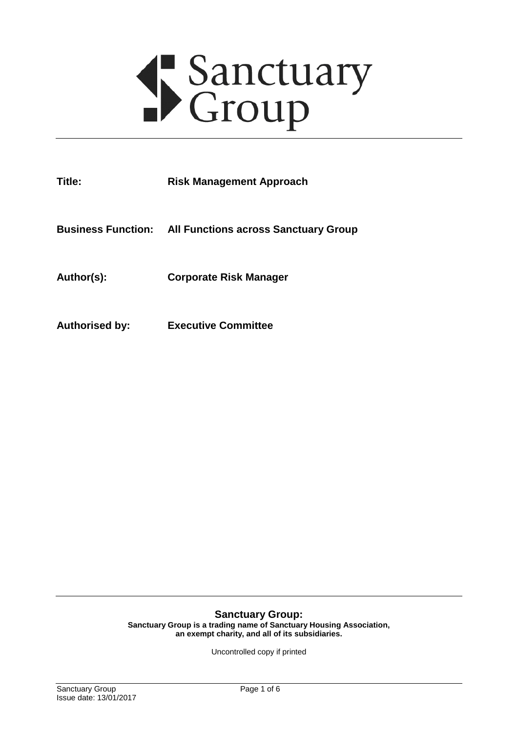# Sanctuary Group

| | |
|---|---|
| **Title:** | **Risk Management Approach** |
| **Business Function:** | **All Functions across Sanctuary Group** |
| **Author(s):** | **Corporate Risk Manager** |
| **Authorised by:** | **Executive Committee** |

**Sanctuary Group:**

**Sanctuary Group is a trading name of Sanctuary Housing Association, an exempt charity, and all of its subsidiaries.**

Uncontrolled copy if printed

Sanctuary Group
Issue date: 13/01/2017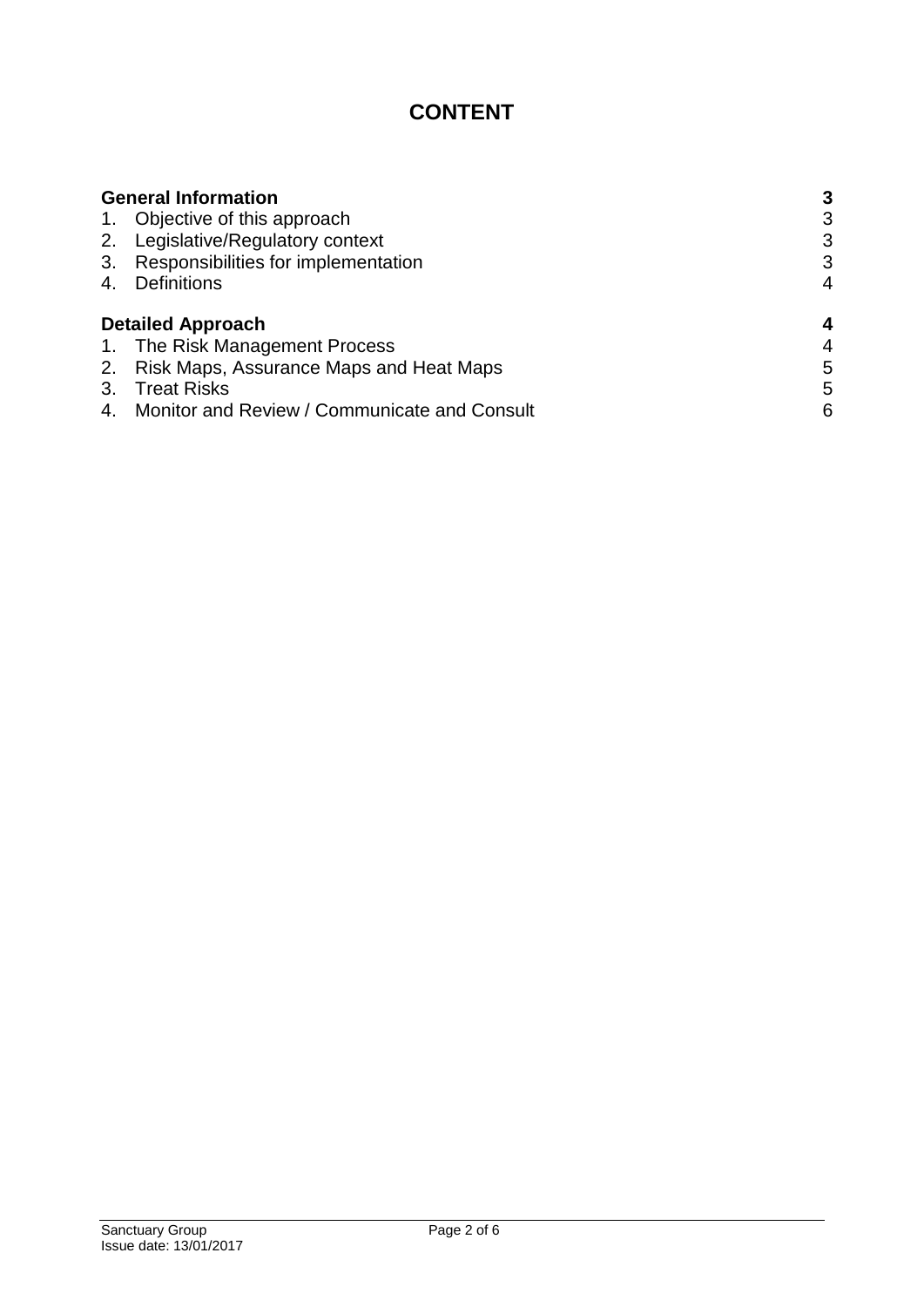# CONTENT

| | |
|---|---|
| **General Information** | **3** |
| 1. Objective of this approach | 3 |
| 2. Legislative/Regulatory context | 3 |
| 3. Responsibilities for implementation | 3 |
| 4. Definitions | 4 |
| **Detailed Approach** | **4** |
| 1. The Risk Management Process | 4 |
| 2. Risk Maps, Assurance Maps and Heat Maps | 5 |
| 3. Treat Risks | 5 |
| 4. Monitor and Review / Communicate and Consult | 6 |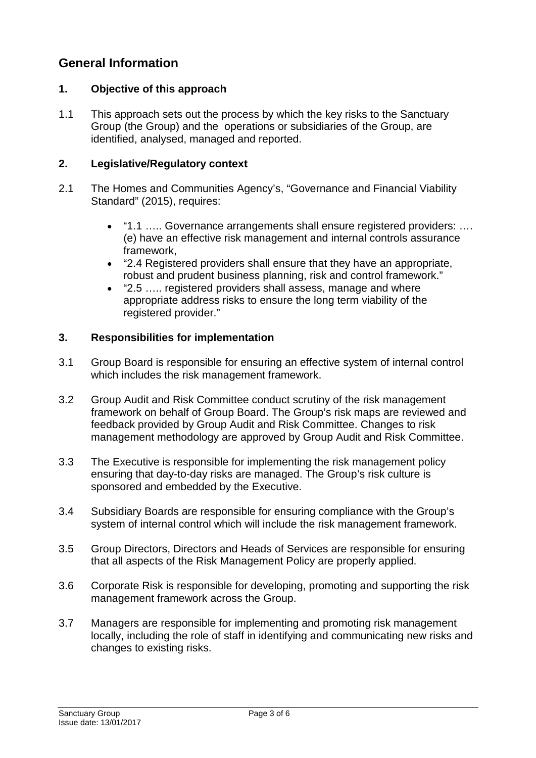# General Information

## 1. Objective of this approach

1.1 This approach sets out the process by which the key risks to the Sanctuary Group (the Group) and the operations or subsidiaries of the Group, are identified, analysed, managed and reported.

## 2. Legislative/Regulatory context

2.1 The Homes and Communities Agency's, "Governance and Financial Viability Standard" (2015), requires:

- "1.1 ….. Governance arrangements shall ensure registered providers: …. (e) have an effective risk management and internal controls assurance framework,
- "2.4 Registered providers shall ensure that they have an appropriate, robust and prudent business planning, risk and control framework."
- "2.5 ….. registered providers shall assess, manage and where appropriate address risks to ensure the long term viability of the registered provider."

## 3. Responsibilities for implementation

3.1 Group Board is responsible for ensuring an effective system of internal control which includes the risk management framework.

3.2 Group Audit and Risk Committee conduct scrutiny of the risk management framework on behalf of Group Board. The Group's risk maps are reviewed and feedback provided by Group Audit and Risk Committee. Changes to risk management methodology are approved by Group Audit and Risk Committee.

3.3 The Executive is responsible for implementing the risk management policy ensuring that day-to-day risks are managed. The Group's risk culture is sponsored and embedded by the Executive.

3.4 Subsidiary Boards are responsible for ensuring compliance with the Group's system of internal control which will include the risk management framework.

3.5 Group Directors, Directors and Heads of Services are responsible for ensuring that all aspects of the Risk Management Policy are properly applied.

3.6 Corporate Risk is responsible for developing, promoting and supporting the risk management framework across the Group.

3.7 Managers are responsible for implementing and promoting risk management locally, including the role of staff in identifying and communicating new risks and changes to existing risks.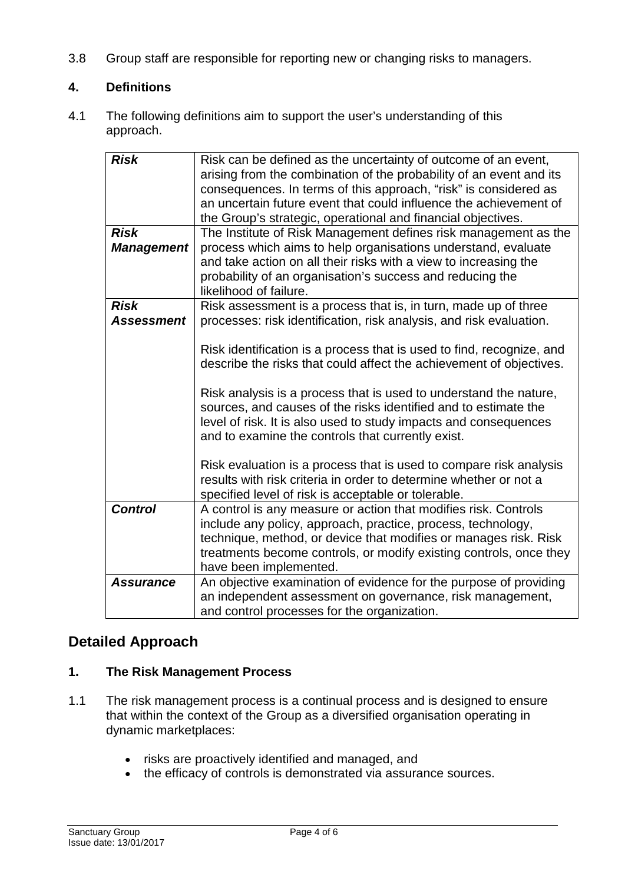3.8 Group staff are responsible for reporting new or changing risks to managers.

### 4. Definitions

4.1 The following definitions aim to support the user's understanding of this approach.

| | |
|---|---|
| ***Risk*** | Risk can be defined as the uncertainty of outcome of an event, arising from the combination of the probability of an event and its consequences. In terms of this approach, "risk" is considered as an uncertain future event that could influence the achievement of the Group's strategic, operational and financial objectives. |
| ***Risk Management*** | The Institute of Risk Management defines risk management as the process which aims to help organisations understand, evaluate and take action on all their risks with a view to increasing the probability of an organisation's success and reducing the likelihood of failure. |
| ***Risk Assessment*** | Risk assessment is a process that is, in turn, made up of three processes: risk identification, risk analysis, and risk evaluation.<br><br>Risk identification is a process that is used to find, recognize, and describe the risks that could affect the achievement of objectives.<br><br>Risk analysis is a process that is used to understand the nature, sources, and causes of the risks identified and to estimate the level of risk. It is also used to study impacts and consequences and to examine the controls that currently exist.<br><br>Risk evaluation is a process that is used to compare risk analysis results with risk criteria in order to determine whether or not a specified level of risk is acceptable or tolerable. |
| ***Control*** | A control is any measure or action that modifies risk. Controls include any policy, approach, practice, process, technology, technique, method, or device that modifies or manages risk. Risk treatments become controls, or modify existing controls, once they have been implemented. |
| ***Assurance*** | An objective examination of evidence for the purpose of providing an independent assessment on governance, risk management, and control processes for the organization. |

## Detailed Approach

### 1. The Risk Management Process

1.1 The risk management process is a continual process and is designed to ensure that within the context of the Group as a diversified organisation operating in dynamic marketplaces:

- risks are proactively identified and managed, and
- the efficacy of controls is demonstrated via assurance sources.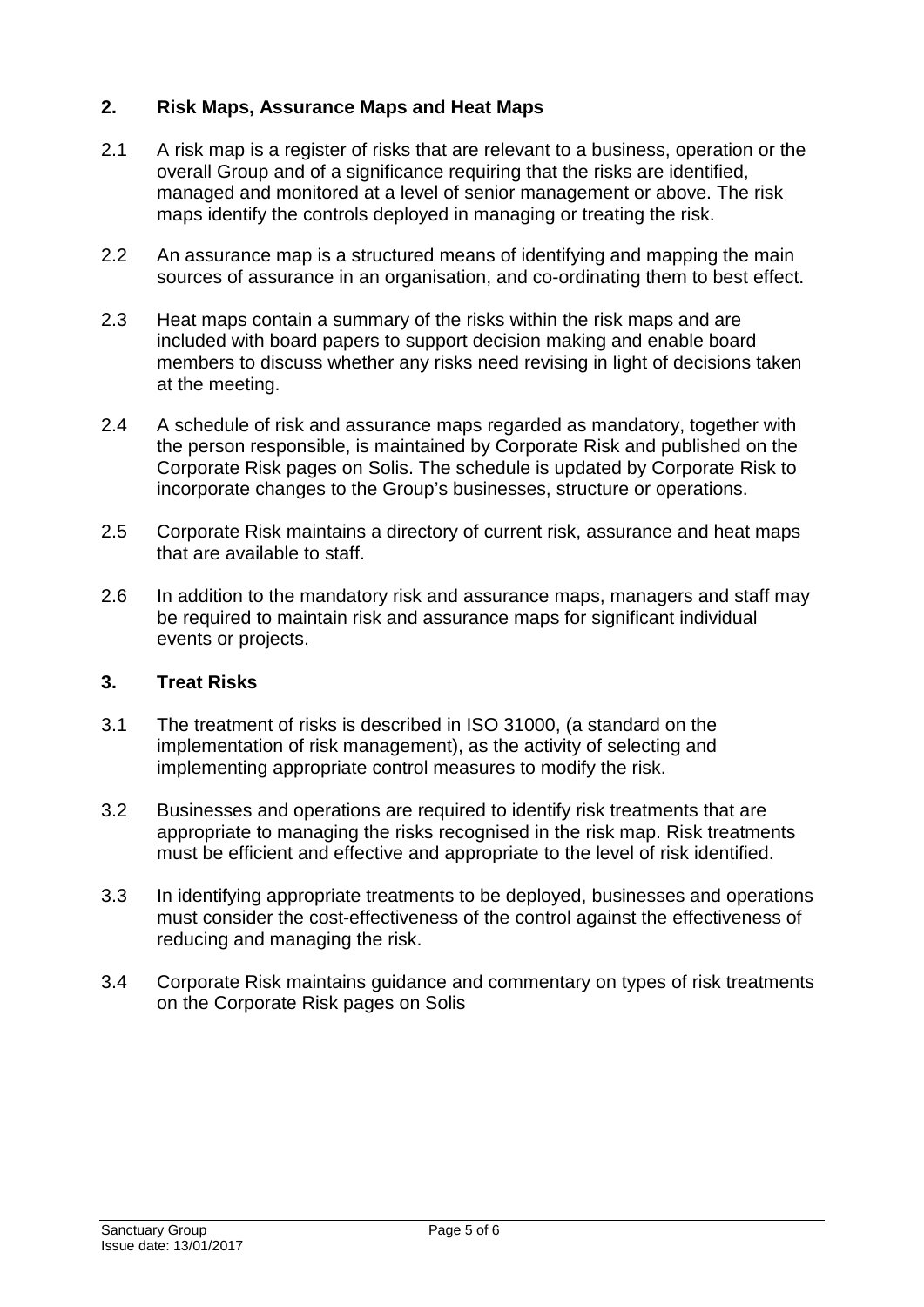## 2. Risk Maps, Assurance Maps and Heat Maps

2.1 A risk map is a register of risks that are relevant to a business, operation or the overall Group and of a significance requiring that the risks are identified, managed and monitored at a level of senior management or above. The risk maps identify the controls deployed in managing or treating the risk.

2.2 An assurance map is a structured means of identifying and mapping the main sources of assurance in an organisation, and co-ordinating them to best effect.

2.3 Heat maps contain a summary of the risks within the risk maps and are included with board papers to support decision making and enable board members to discuss whether any risks need revising in light of decisions taken at the meeting.

2.4 A schedule of risk and assurance maps regarded as mandatory, together with the person responsible, is maintained by Corporate Risk and published on the Corporate Risk pages on Solis. The schedule is updated by Corporate Risk to incorporate changes to the Group's businesses, structure or operations.

2.5 Corporate Risk maintains a directory of current risk, assurance and heat maps that are available to staff.

2.6 In addition to the mandatory risk and assurance maps, managers and staff may be required to maintain risk and assurance maps for significant individual events or projects.

## 3. Treat Risks

3.1 The treatment of risks is described in ISO 31000, (a standard on the implementation of risk management), as the activity of selecting and implementing appropriate control measures to modify the risk.

3.2 Businesses and operations are required to identify risk treatments that are appropriate to managing the risks recognised in the risk map. Risk treatments must be efficient and effective and appropriate to the level of risk identified.

3.3 In identifying appropriate treatments to be deployed, businesses and operations must consider the cost-effectiveness of the control against the effectiveness of reducing and managing the risk.

3.4 Corporate Risk maintains guidance and commentary on types of risk treatments on the Corporate Risk pages on Solis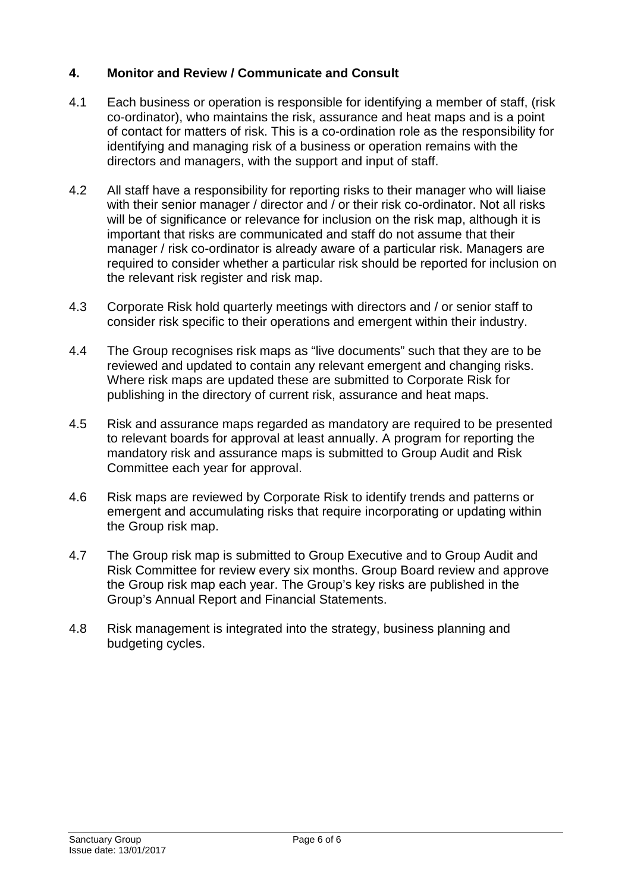## 4. Monitor and Review / Communicate and Consult

4.1 Each business or operation is responsible for identifying a member of staff, (risk co-ordinator), who maintains the risk, assurance and heat maps and is a point of contact for matters of risk. This is a co-ordination role as the responsibility for identifying and managing risk of a business or operation remains with the directors and managers, with the support and input of staff.

4.2 All staff have a responsibility for reporting risks to their manager who will liaise with their senior manager / director and / or their risk co-ordinator. Not all risks will be of significance or relevance for inclusion on the risk map, although it is important that risks are communicated and staff do not assume that their manager / risk co-ordinator is already aware of a particular risk. Managers are required to consider whether a particular risk should be reported for inclusion on the relevant risk register and risk map.

4.3 Corporate Risk hold quarterly meetings with directors and / or senior staff to consider risk specific to their operations and emergent within their industry.

4.4 The Group recognises risk maps as "live documents" such that they are to be reviewed and updated to contain any relevant emergent and changing risks. Where risk maps are updated these are submitted to Corporate Risk for publishing in the directory of current risk, assurance and heat maps.

4.5 Risk and assurance maps regarded as mandatory are required to be presented to relevant boards for approval at least annually. A program for reporting the mandatory risk and assurance maps is submitted to Group Audit and Risk Committee each year for approval.

4.6 Risk maps are reviewed by Corporate Risk to identify trends and patterns or emergent and accumulating risks that require incorporating or updating within the Group risk map.

4.7 The Group risk map is submitted to Group Executive and to Group Audit and Risk Committee for review every six months. Group Board review and approve the Group risk map each year. The Group's key risks are published in the Group's Annual Report and Financial Statements.

4.8 Risk management is integrated into the strategy, business planning and budgeting cycles.